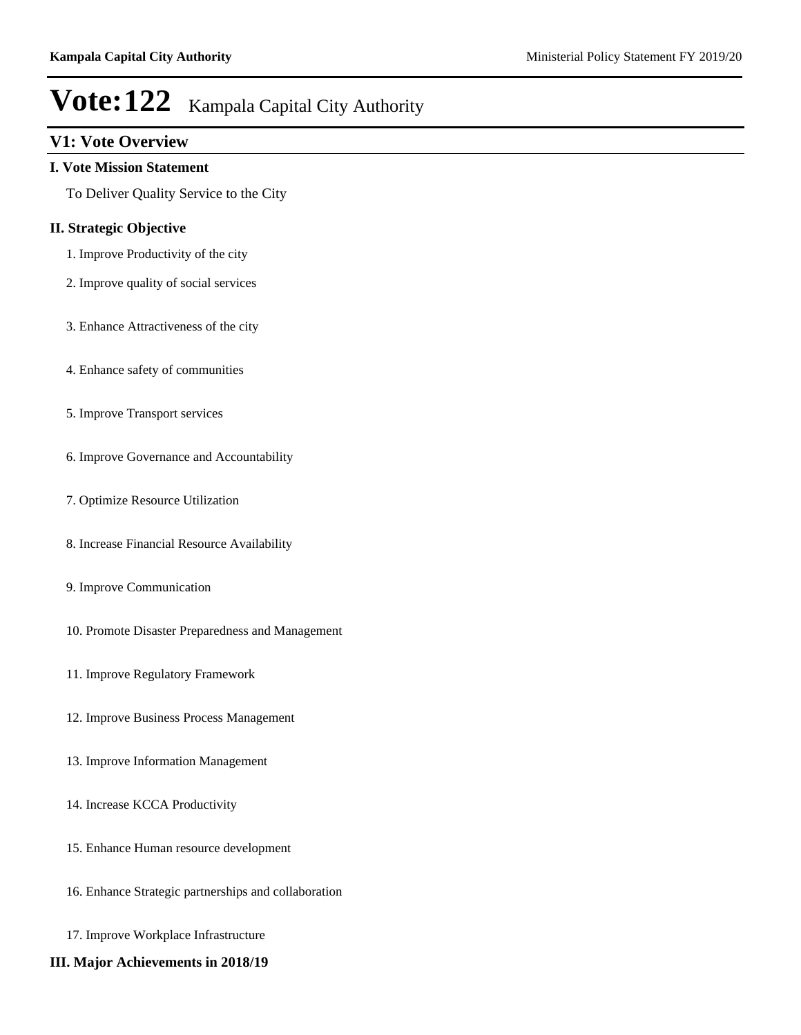# Vote:122 Kampala Capital City Authority

## V1: Vote Overview

### I. Vote Mission Statement

To Deliver Quality Service to the City

### II. Strategic Objective

1. Improve Productivity of the city
2. Improve quality of social services
3. Enhance Attractiveness of the city
4. Enhance safety of communities
5. Improve Transport services
6. Improve Governance and Accountability
7. Optimize Resource Utilization
8. Increase Financial Resource Availability
9. Improve Communication
10. Promote Disaster Preparedness and Management
11. Improve Regulatory Framework
12. Improve Business Process Management
13. Improve Information Management
14. Increase KCCA Productivity
15. Enhance Human resource development
16. Enhance Strategic partnerships and collaboration
17. Improve Workplace Infrastructure

### III. Major Achievements in 2018/19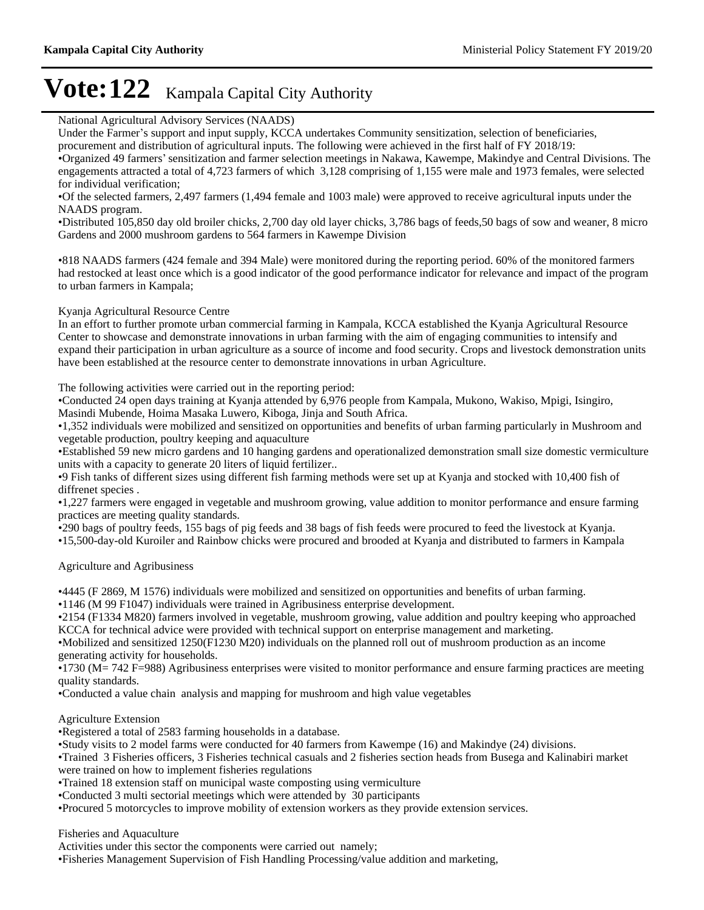# Vote:122 Kampala Capital City Authority

National Agricultural Advisory Services (NAADS)

Under the Farmer's support and input supply, KCCA undertakes Community sensitization, selection of beneficiaries, procurement and distribution of agricultural inputs. The following were achieved in the first half of FY 2018/19:

•Organized 49 farmers' sensitization and farmer selection meetings in Nakawa, Kawempe, Makindye and Central Divisions. The engagements attracted a total of 4,723 farmers of which 3,128 comprising of 1,155 were male and 1973 females, were selected for individual verification;

•Of the selected farmers, 2,497 farmers (1,494 female and 1003 male) were approved to receive agricultural inputs under the NAADS program.

•Distributed 105,850 day old broiler chicks, 2,700 day old layer chicks, 3,786 bags of feeds,50 bags of sow and weaner, 8 micro Gardens and 2000 mushroom gardens to 564 farmers in Kawempe Division

•818 NAADS farmers (424 female and 394 Male) were monitored during the reporting period. 60% of the monitored farmers had restocked at least once which is a good indicator of the good performance indicator for relevance and impact of the program to urban farmers in Kampala;

Kyanja Agricultural Resource Centre

In an effort to further promote urban commercial farming in Kampala, KCCA established the Kyanja Agricultural Resource Center to showcase and demonstrate innovations in urban farming with the aim of engaging communities to intensify and expand their participation in urban agriculture as a source of income and food security. Crops and livestock demonstration units have been established at the resource center to demonstrate innovations in urban Agriculture.

The following activities were carried out in the reporting period:

•Conducted 24 open days training at Kyanja attended by 6,976 people from Kampala, Mukono, Wakiso, Mpigi, Isingiro, Masindi Mubende, Hoima Masaka Luwero, Kiboga, Jinja and South Africa.

•1,352 individuals were mobilized and sensitized on opportunities and benefits of urban farming particularly in Mushroom and vegetable production, poultry keeping and aquaculture

•Established 59 new micro gardens and 10 hanging gardens and operationalized demonstration small size domestic vermiculture units with a capacity to generate 20 liters of liquid fertilizer..

•9 Fish tanks of different sizes using different fish farming methods were set up at Kyanja and stocked with 10,400 fish of diffrenet species .

•1,227 farmers were engaged in vegetable and mushroom growing, value addition to monitor performance and ensure farming practices are meeting quality standards.

•290 bags of poultry feeds, 155 bags of pig feeds and 38 bags of fish feeds were procured to feed the livestock at Kyanja.

•15,500-day-old Kuroiler and Rainbow chicks were procured and brooded at Kyanja and distributed to farmers in Kampala

Agriculture and Agribusiness

•4445 (F 2869, M 1576) individuals were mobilized and sensitized on opportunities and benefits of urban farming.

•1146 (M 99 F1047) individuals were trained in Agribusiness enterprise development.

•2154 (F1334 M820) farmers involved in vegetable, mushroom growing, value addition and poultry keeping who approached KCCA for technical advice were provided with technical support on enterprise management and marketing.

•Mobilized and sensitized 1250(F1230 M20) individuals on the planned roll out of mushroom production as an income generating activity for households.

•1730 (M= 742 F=988) Agribusiness enterprises were visited to monitor performance and ensure farming practices are meeting quality standards.

•Conducted a value chain analysis and mapping for mushroom and high value vegetables

Agriculture Extension

•Registered a total of 2583 farming households in a database.

•Study visits to 2 model farms were conducted for 40 farmers from Kawempe (16) and Makindye (24) divisions.

•Trained 3 Fisheries officers, 3 Fisheries technical casuals and 2 fisheries section heads from Busega and Kalinabiri market were trained on how to implement fisheries regulations

•Trained 18 extension staff on municipal waste composting using vermiculture

•Conducted 3 multi sectorial meetings which were attended by 30 participants

•Procured 5 motorcycles to improve mobility of extension workers as they provide extension services.

Fisheries and Aquaculture

Activities under this sector the components were carried out namely;

•Fisheries Management Supervision of Fish Handling Processing/value addition and marketing,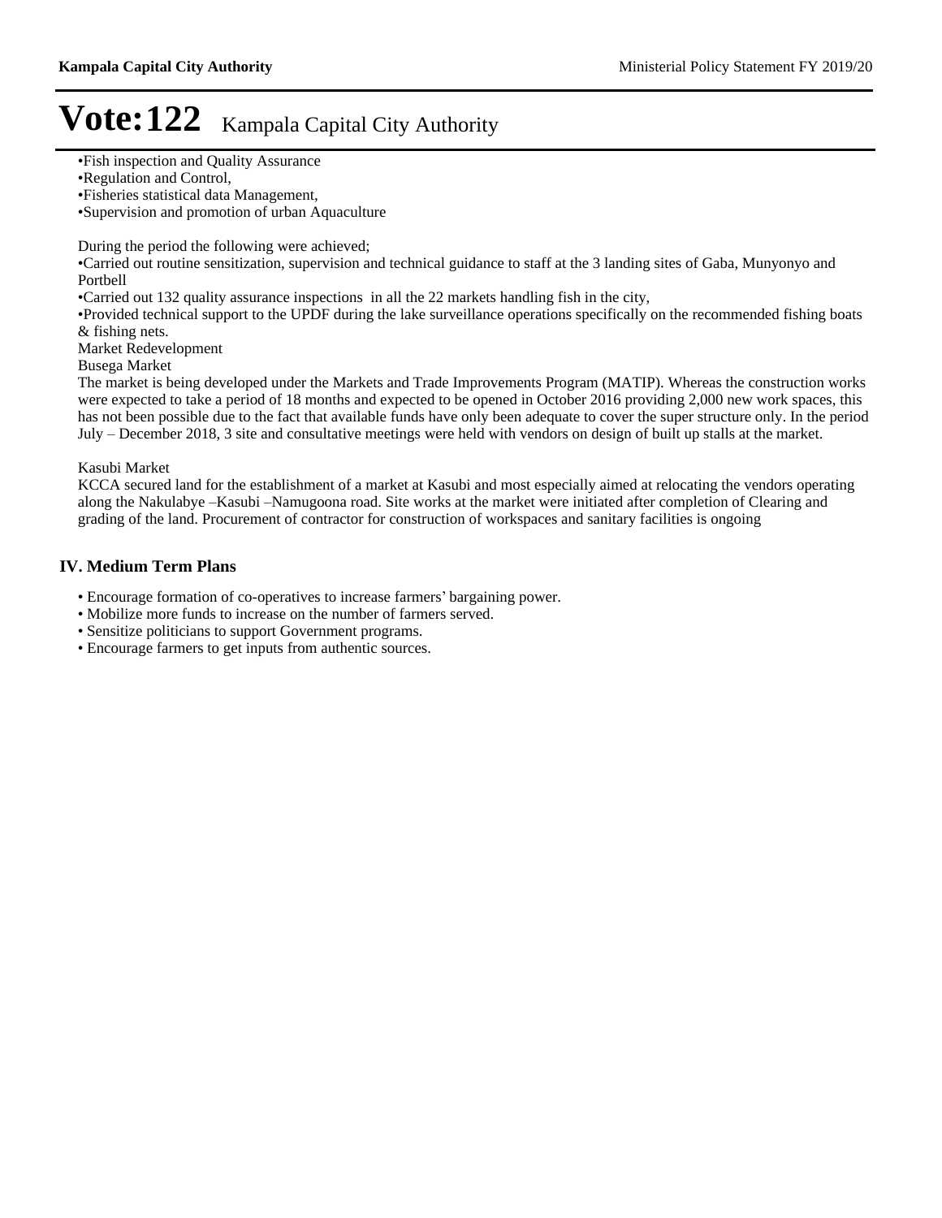# Vote:122 Kampala Capital City Authority

•Fish inspection and Quality Assurance
•Regulation and Control,
•Fisheries statistical data Management,
•Supervision and promotion of urban Aquaculture

During the period the following were achieved;
•Carried out routine sensitization, supervision and technical guidance to staff at the 3 landing sites of Gaba, Munyonyo and Portbell
•Carried out 132 quality assurance inspections in all the 22 markets handling fish in the city,
•Provided technical support to the UPDF during the lake surveillance operations specifically on the recommended fishing boats & fishing nets.
Market Redevelopment
Busega Market
The market is being developed under the Markets and Trade Improvements Program (MATIP). Whereas the construction works were expected to take a period of 18 months and expected to be opened in October 2016 providing 2,000 new work spaces, this has not been possible due to the fact that available funds have only been adequate to cover the super structure only. In the period July – December 2018, 3 site and consultative meetings were held with vendors on design of built up stalls at the market.

Kasubi Market
KCCA secured land for the establishment of a market at Kasubi and most especially aimed at relocating the vendors operating along the Nakulabye –Kasubi –Namugoona road. Site works at the market were initiated after completion of Clearing and grading of the land. Procurement of contractor for construction of workspaces and sanitary facilities is ongoing

## IV. Medium Term Plans

• Encourage formation of co-operatives to increase farmers' bargaining power.
• Mobilize more funds to increase on the number of farmers served.
• Sensitize politicians to support Government programs.
• Encourage farmers to get inputs from authentic sources.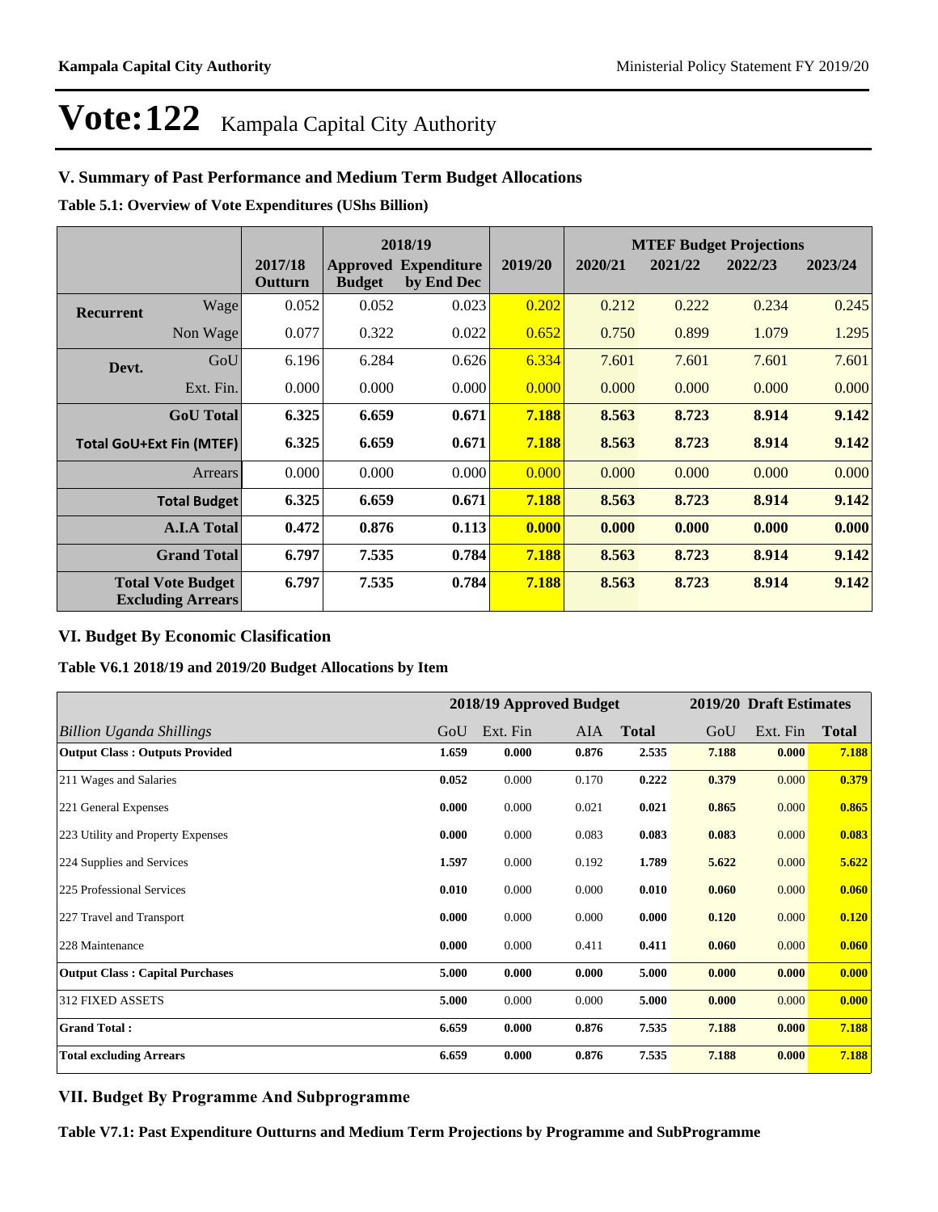# Vote:122 Kampala Capital City Authority

## V. Summary of Past Performance and Medium Term Budget Allocations

**Table 5.1: Overview of Vote Expenditures (UShs Billion)**

| | | 2017/18 Outturn | 2018/19 Approved Budget | 2018/19 Expenditure by End Dec | 2019/20 | MTEF Budget Projections 2020/21 | 2021/22 | 2022/23 | 2023/24 |
|---|---|---|---|---|---|---|---|---|---|
| **Recurrent** | Wage | 0.052 | 0.052 | 0.023 | 0.202 | 0.212 | 0.222 | 0.234 | 0.245 |
| | Non Wage | 0.077 | 0.322 | 0.022 | 0.652 | 0.750 | 0.899 | 1.079 | 1.295 |
| **Devt.** | GoU | 6.196 | 6.284 | 0.626 | 6.334 | 7.601 | 7.601 | 7.601 | 7.601 |
| | Ext. Fin. | 0.000 | 0.000 | 0.000 | 0.000 | 0.000 | 0.000 | 0.000 | 0.000 |
| | **GoU Total** | **6.325** | **6.659** | **0.671** | **7.188** | **8.563** | **8.723** | **8.914** | **9.142** |
| **Total GoU+Ext Fin (MTEF)** | | **6.325** | **6.659** | **0.671** | **7.188** | **8.563** | **8.723** | **8.914** | **9.142** |
| | Arrears | 0.000 | 0.000 | 0.000 | 0.000 | 0.000 | 0.000 | 0.000 | 0.000 |
| | **Total Budget** | **6.325** | **6.659** | **0.671** | **7.188** | **8.563** | **8.723** | **8.914** | **9.142** |
| | **A.I.A Total** | **0.472** | **0.876** | **0.113** | **0.000** | **0.000** | **0.000** | **0.000** | **0.000** |
| | **Grand Total** | **6.797** | **7.535** | **0.784** | **7.188** | **8.563** | **8.723** | **8.914** | **9.142** |
| **Total Vote Budget Excluding Arrears** | | **6.797** | **7.535** | **0.784** | **7.188** | **8.563** | **8.723** | **8.914** | **9.142** |

## VI. Budget By Economic Clasification

**Table V6.1 2018/19 and 2019/20 Budget Allocations by Item**

| | 2018/19 Approved Budget | | | | 2019/20 Draft Estimates | | |
|---|---|---|---|---|---|---|---|
| *Billion Uganda Shillings* | GoU | Ext. Fin | AIA | **Total** | GoU | Ext. Fin | **Total** |
| **Output Class : Outputs Provided** | **1.659** | **0.000** | **0.876** | **2.535** | **7.188** | **0.000** | **7.188** |
| 211 Wages and Salaries | **0.052** | 0.000 | 0.170 | **0.222** | **0.379** | 0.000 | **0.379** |
| 221 General Expenses | **0.000** | 0.000 | 0.021 | **0.021** | **0.865** | 0.000 | **0.865** |
| 223 Utility and Property Expenses | **0.000** | 0.000 | 0.083 | **0.083** | **0.083** | 0.000 | **0.083** |
| 224 Supplies and Services | **1.597** | 0.000 | 0.192 | **1.789** | **5.622** | 0.000 | **5.622** |
| 225 Professional Services | **0.010** | 0.000 | 0.000 | **0.010** | **0.060** | 0.000 | **0.060** |
| 227 Travel and Transport | **0.000** | 0.000 | 0.000 | **0.000** | **0.120** | 0.000 | **0.120** |
| 228 Maintenance | **0.000** | 0.000 | 0.411 | **0.411** | **0.060** | 0.000 | **0.060** |
| **Output Class : Capital Purchases** | **5.000** | **0.000** | **0.000** | **5.000** | **0.000** | **0.000** | **0.000** |
| 312 FIXED ASSETS | **5.000** | 0.000 | 0.000 | **5.000** | **0.000** | 0.000 | **0.000** |
| **Grand Total :** | **6.659** | **0.000** | **0.876** | **7.535** | **7.188** | **0.000** | **7.188** |
| **Total excluding Arrears** | **6.659** | **0.000** | **0.876** | **7.535** | **7.188** | **0.000** | **7.188** |

## VII. Budget By Programme And Subprogramme

**Table V7.1: Past Expenditure Outturns and Medium Term Projections by Programme and SubProgramme**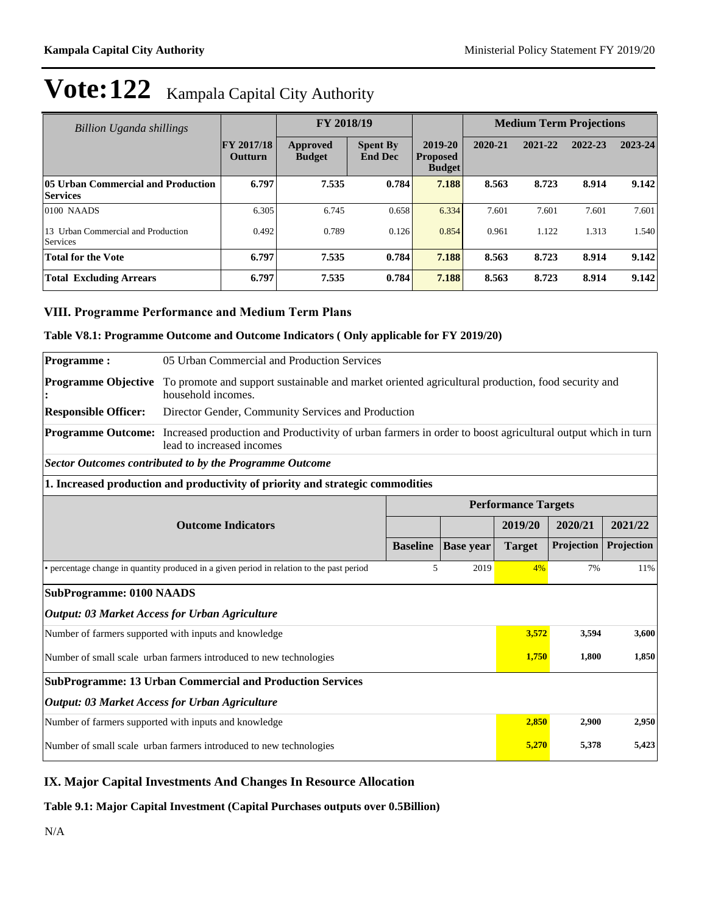# Vote:122 Kampala Capital City Authority

| Billion Uganda shillings | FY 2017/18 Outturn | FY 2018/19 Approved Budget | FY 2018/19 Spent By End Dec | 2019-20 Proposed Budget | Medium Term Projections 2020-21 | 2021-22 | 2022-23 | 2023-24 |
|---|---|---|---|---|---|---|---|---|
| **05 Urban Commercial and Production Services** | **6.797** | **7.535** | **0.784** | **7.188** | **8.563** | **8.723** | **8.914** | **9.142** |
| 0100 NAADS | 6.305 | 6.745 | 0.658 | 6.334 | 7.601 | 7.601 | 7.601 | 7.601 |
| 13 Urban Commercial and Production Services | 0.492 | 0.789 | 0.126 | 0.854 | 0.961 | 1.122 | 1.313 | 1.540 |
| **Total for the Vote** | **6.797** | **7.535** | **0.784** | **7.188** | **8.563** | **8.723** | **8.914** | **9.142** |
| **Total Excluding Arrears** | **6.797** | **7.535** | **0.784** | **7.188** | **8.563** | **8.723** | **8.914** | **9.142** |

## VIII. Programme Performance and Medium Term Plans

### Table V8.1: Programme Outcome and Outcome Indicators ( Only applicable for FY 2019/20)

**Programme :** 05 Urban Commercial and Production Services

**Programme Objective :** To promote and support sustainable and market oriented agricultural production, food security and household incomes.

**Responsible Officer:** Director Gender, Community Services and Production

**Programme Outcome:** Increased production and Productivity of urban farmers in order to boost agricultural output which in turn lead to increased incomes

***Sector Outcomes contributed to by the Programme Outcome***

**1. Increased production and productivity of priority and strategic commodities**

| Outcome Indicators | Baseline | Base year | 2019/20 Target | 2020/21 Projection | 2021/22 Projection |
|---|---|---|---|---|---|
| • percentage change in quantity produced in a given period in relation to the past period | 5 | 2019 | 4% | 7% | 11% |

**SubProgramme: 0100 NAADS**

***Output: 03 Market Access for Urban Agriculture***

| Indicator | 2019/20 | 2020/21 | 2021/22 |
|---|---|---|---|
| Number of farmers supported with inputs and knowledge | **3,572** | **3,594** | **3,600** |
| Number of small scale urban farmers introduced to new technologies | **1,750** | **1,800** | **1,850** |

**SubProgramme: 13 Urban Commercial and Production Services**

***Output: 03 Market Access for Urban Agriculture***

| Indicator | 2019/20 | 2020/21 | 2021/22 |
|---|---|---|---|
| Number of farmers supported with inputs and knowledge | **2,850** | **2,900** | **2,950** |
| Number of small scale urban farmers introduced to new technologies | **5,270** | **5,378** | **5,423** |

## IX. Major Capital Investments And Changes In Resource Allocation

### Table 9.1: Major Capital Investment (Capital Purchases outputs over 0.5Billion)

N/A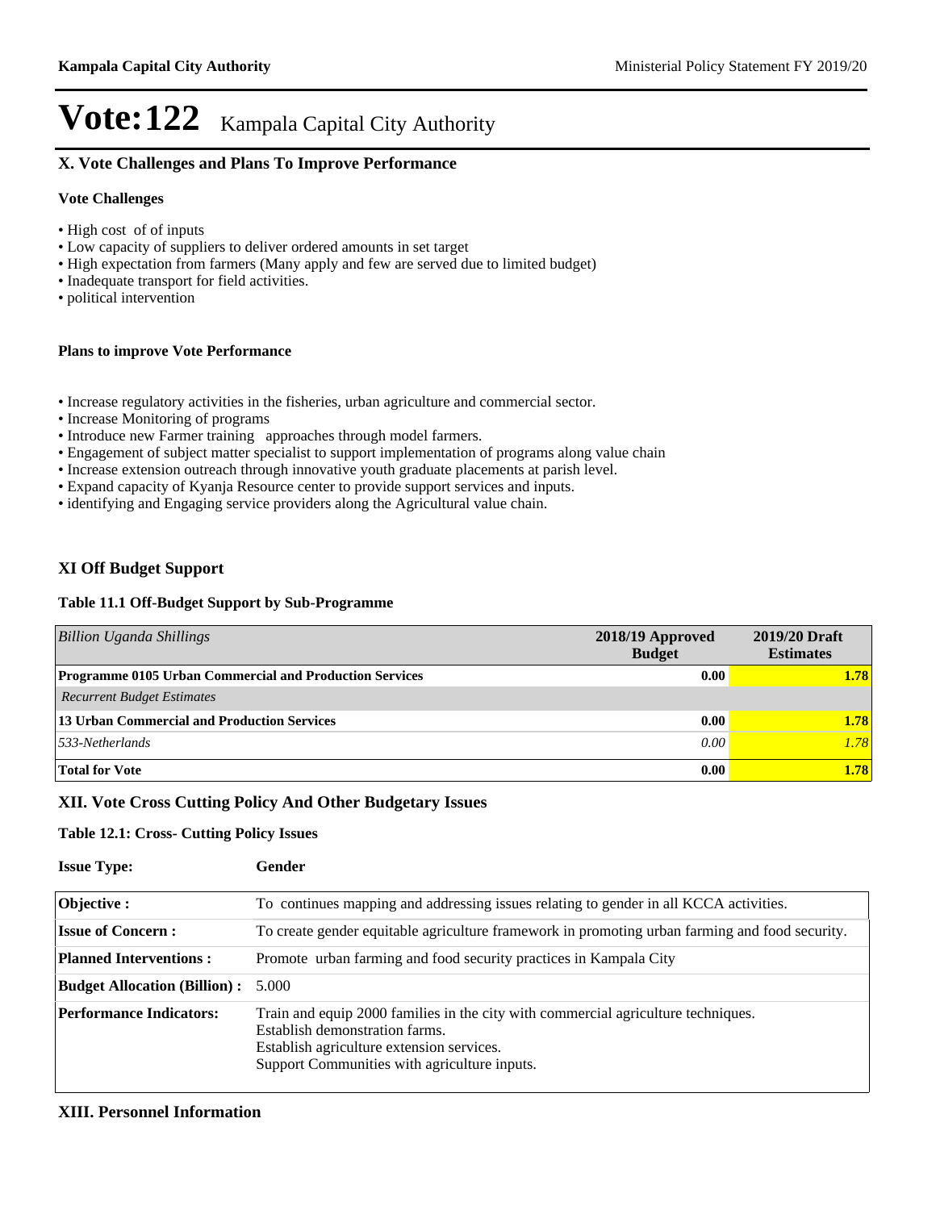# Vote:122 Kampala Capital City Authority

## X. Vote Challenges and Plans To Improve Performance

### Vote Challenges

- High cost of of inputs
- Low capacity of suppliers to deliver ordered amounts in set target
- High expectation from farmers (Many apply and few are served due to limited budget)
- Inadequate transport for field activities.
- political intervention

### Plans to improve Vote Performance

- Increase regulatory activities in the fisheries, urban agriculture and commercial sector.
- Increase Monitoring of programs
- Introduce new Farmer training approaches through model farmers.
- Engagement of subject matter specialist to support implementation of programs along value chain
- Increase extension outreach through innovative youth graduate placements at parish level.
- Expand capacity of Kyanja Resource center to provide support services and inputs.
- identifying and Engaging service providers along the Agricultural value chain.

## XI Off Budget Support

### Table 11.1 Off-Budget Support by Sub-Programme

| *Billion Uganda Shillings* | 2018/19 Approved Budget | 2019/20 Draft Estimates |
|---|---|---|
| **Programme 0105 Urban Commercial and Production Services** | **0.00** | **1.78** |
| *Recurrent Budget Estimates* | | |
| **13 Urban Commercial and Production Services** | **0.00** | **1.78** |
| *533-Netherlands* | *0.00* | *1.78* |
| **Total for Vote** | **0.00** | **1.78** |

## XII. Vote Cross Cutting Policy And Other Budgetary Issues

### Table 12.1: Cross- Cutting Policy Issues

**Issue Type:** **Gender**

| | |
|---|---|
| **Objective :** | To continues mapping and addressing issues relating to gender in all KCCA activities. |
| **Issue of Concern :** | To create gender equitable agriculture framework in promoting urban farming and food security. |
| **Planned Interventions :** | Promote urban farming and food security practices in Kampala City |
| **Budget Allocation (Billion) :** | 5.000 |
| **Performance Indicators:** | Train and equip 2000 families in the city with commercial agriculture techniques.<br>Establish demonstration farms.<br>Establish agriculture extension services.<br>Support Communities with agriculture inputs. |

## XIII. Personnel Information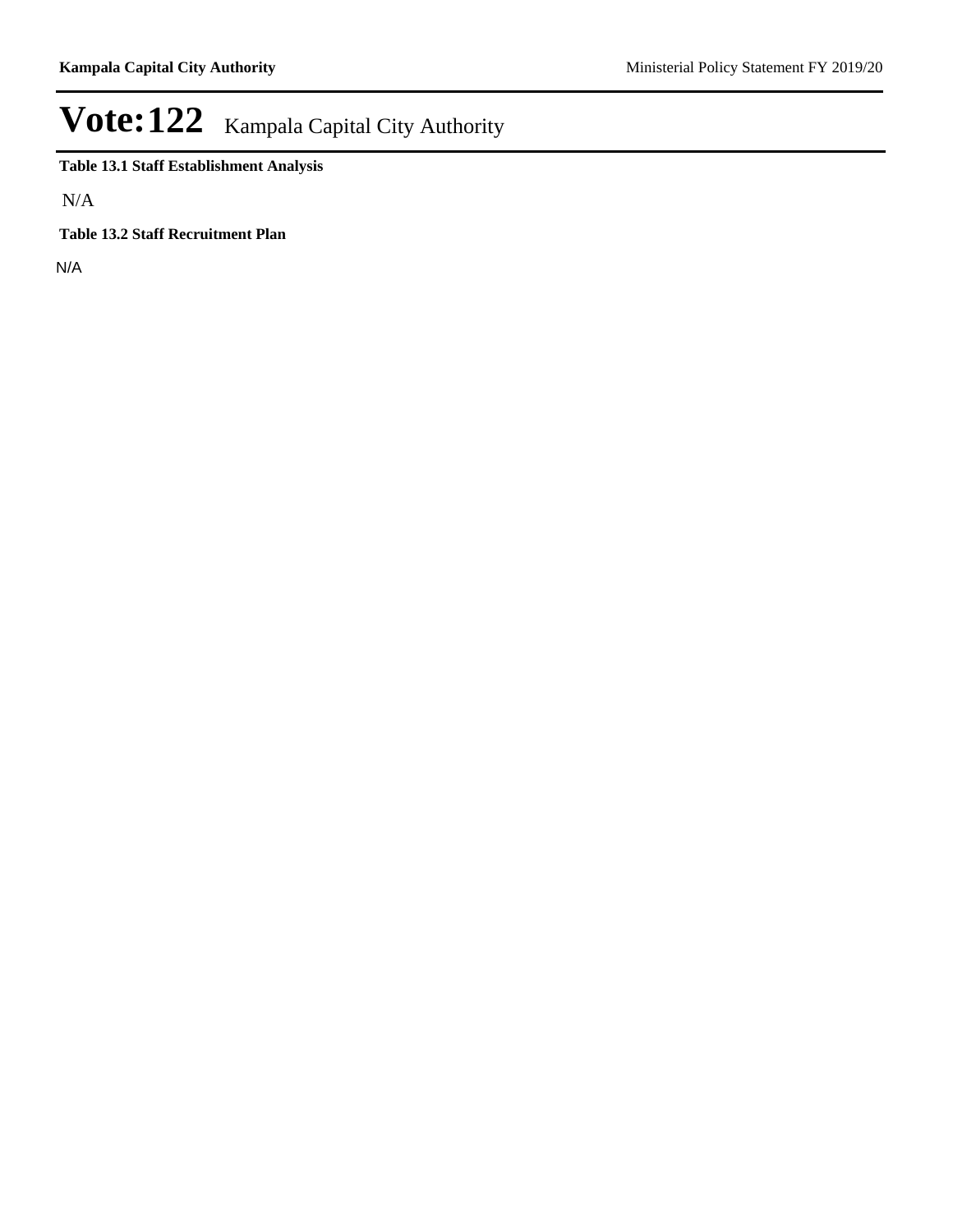# Vote:122 Kampala Capital City Authority

**Table 13.1 Staff Establishment Analysis**

N/A

**Table 13.2 Staff Recruitment Plan**

N/A